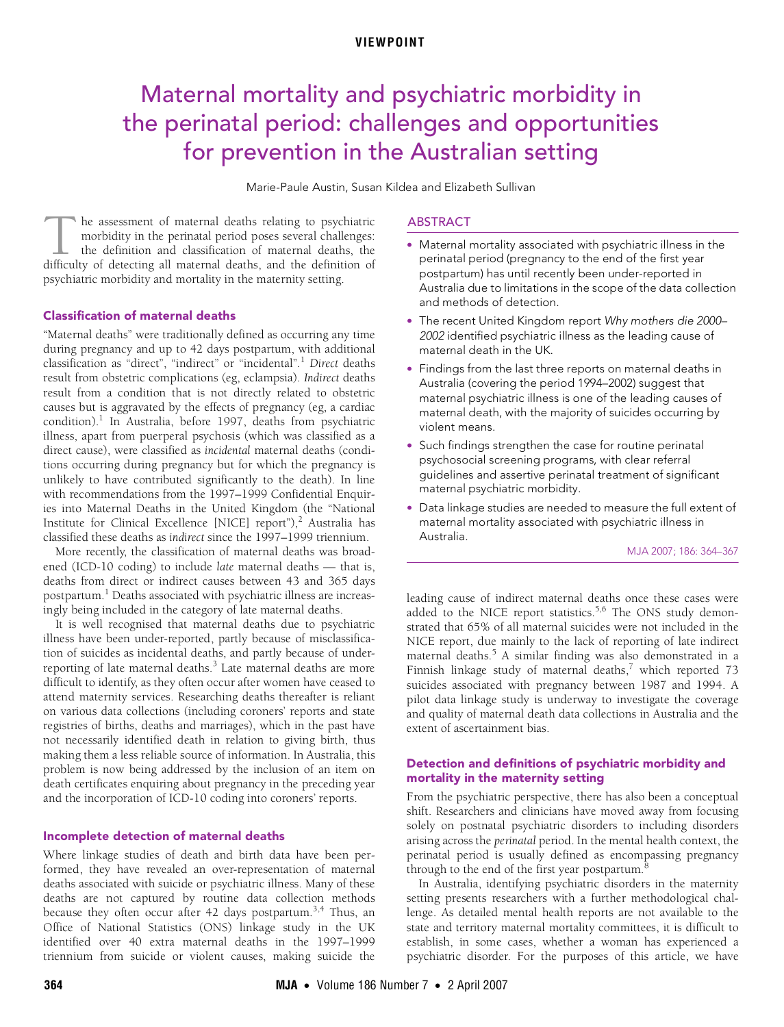VIEWPOINT

# Maternal mortality and psychiatric morbidity in the perinatal period: challenges and opportunities for prevention in the Australian setting

Marie-Paule Austin, Susan Kildea and Elizabeth Sullivan

## ABSTRACT

- Maternal mortality associated with psychiatric illness in the perinatal period (pregnancy to the end of the first year postpartum) has until recently been under-reported in Australia due to limitations in the scope of the data collection and methods of detection.
- The recent United Kingdom report *Why mothers die 2000–2002* identified psychiatric illness as the leading cause of maternal death in the UK.
- Findings from the last three reports on maternal deaths in Australia (covering the period 1994–2002) suggest that maternal psychiatric illness is one of the leading causes of maternal death, with the majority of suicides occurring by violent means.
- Such findings strengthen the case for routine perinatal psychosocial screening programs, with clear referral guidelines and assertive perinatal treatment of significant maternal psychiatric morbidity.
- Data linkage studies are needed to measure the full extent of maternal mortality associated with psychiatric illness in Australia.

MJA 2007; 186: 364–367

The assessment of maternal deaths relating to psychiatric morbidity in the perinatal period poses several challenges: the definition and classification of maternal deaths, the difficulty of detecting all maternal deaths, and the definition of psychiatric morbidity and mortality in the maternity setting.

## Classification of maternal deaths

"Maternal deaths" were traditionally defined as occurring any time during pregnancy and up to 42 days postpartum, with additional classification as "direct", "indirect" or "incidental".[1] *Direct* deaths result from obstetric complications (eg, eclampsia). *Indirect* deaths result from a condition that is not directly related to obstetric causes but is aggravated by the effects of pregnancy (eg, a cardiac condition).[1] In Australia, before 1997, deaths from psychiatric illness, apart from puerperal psychosis (which was classified as a direct cause), were classified as *incidental* maternal deaths (conditions occurring during pregnancy but for which the pregnancy is unlikely to have contributed significantly to the death). In line with recommendations from the 1997–1999 Confidential Enquiries into Maternal Deaths in the United Kingdom (the "National Institute for Clinical Excellence [NICE] report"),[2] Australia has classified these deaths as *indirect* since the 1997–1999 triennium.

More recently, the classification of maternal deaths was broadened (ICD-10 coding) to include *late* maternal deaths — that is, deaths from direct or indirect causes between 43 and 365 days postpartum.[1] Deaths associated with psychiatric illness are increasingly being included in the category of late maternal deaths.

It is well recognised that maternal deaths due to psychiatric illness have been under-reported, partly because of misclassification of suicides as incidental deaths, and partly because of under-reporting of late maternal deaths.[3] Late maternal deaths are more difficult to identify, as they often occur after women have ceased to attend maternity services. Researching deaths thereafter is reliant on various data collections (including coroners' reports and state registries of births, deaths and marriages), which in the past have not necessarily identified death in relation to giving birth, thus making them a less reliable source of information. In Australia, this problem is now being addressed by the inclusion of an item on death certificates enquiring about pregnancy in the preceding year and the incorporation of ICD-10 coding into coroners' reports.

## Incomplete detection of maternal deaths

Where linkage studies of death and birth data have been performed, they have revealed an over-representation of maternal deaths associated with suicide or psychiatric illness. Many of these deaths are not captured by routine data collection methods because they often occur after 42 days postpartum.[3,4] Thus, an Office of National Statistics (ONS) linkage study in the UK identified over 40 extra maternal deaths in the 1997–1999 triennium from suicide or violent causes, making suicide the leading cause of indirect maternal deaths once these cases were added to the NICE report statistics.[5,6] The ONS study demonstrated that 65% of all maternal suicides were not included in the NICE report, due mainly to the lack of reporting of late indirect maternal deaths.[5] A similar finding was also demonstrated in a Finnish linkage study of maternal deaths,[7] which reported 73 suicides associated with pregnancy between 1987 and 1994. A pilot data linkage study is underway to investigate the coverage and quality of maternal death data collections in Australia and the extent of ascertainment bias.

## Detection and definitions of psychiatric morbidity and mortality in the maternity setting

From the psychiatric perspective, there has also been a conceptual shift. Researchers and clinicians have moved away from focusing solely on postnatal psychiatric disorders to including disorders arising across the *perinatal* period. In the mental health context, the perinatal period is usually defined as encompassing pregnancy through to the end of the first year postpartum.[8]

In Australia, identifying psychiatric disorders in the maternity setting presents researchers with a further methodological challenge. As detailed mental health reports are not available to the state and territory maternal mortality committees, it is difficult to establish, in some cases, whether a woman has experienced a psychiatric disorder. For the purposes of this article, we have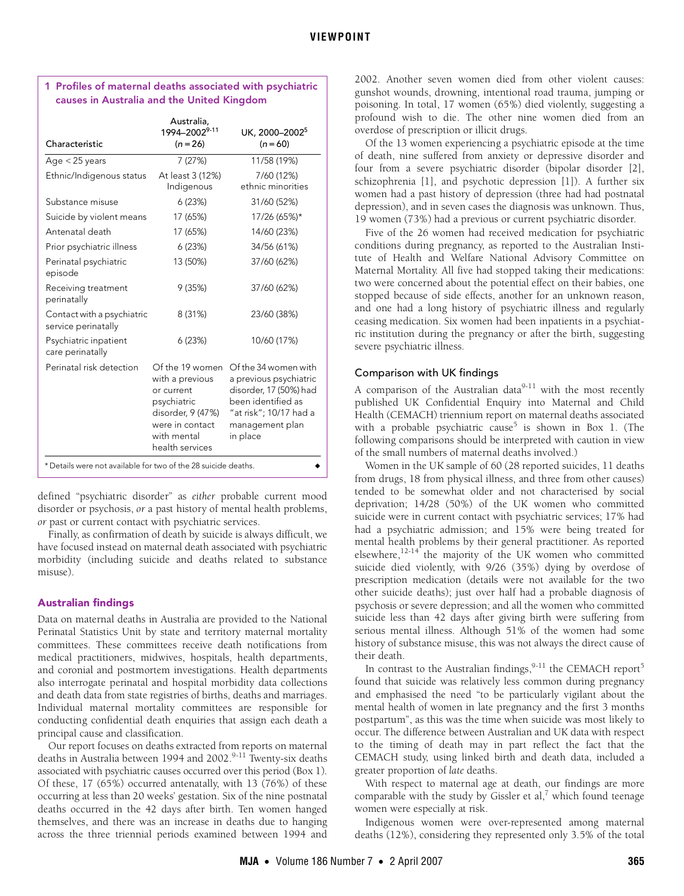**1 Profiles of maternal deaths associated with psychiatric causes in Australia and the United Kingdom**

| Characteristic | Australia, 1994–2002[9-11] (n = 26) | UK, 2000–2002[5] (n = 60) |
|---|---|---|
| Age < 25 years | 7 (27%) | 11/58 (19%) |
| Ethnic/Indigenous status | At least 3 (12%) Indigenous | 7/60 (12%) ethnic minorities |
| Substance misuse | 6 (23%) | 31/60 (52%) |
| Suicide by violent means | 17 (65%) | 17/26 (65%)* |
| Antenatal death | 17 (65%) | 14/60 (23%) |
| Prior psychiatric illness | 6 (23%) | 34/56 (61%) |
| Perinatal psychiatric episode | 13 (50%) | 37/60 (62%) |
| Receiving treatment perinatally | 9 (35%) | 37/60 (62%) |
| Contact with a psychiatric service perinatally | 8 (31%) | 23/60 (38%) |
| Psychiatric inpatient care perinatally | 6 (23%) | 10/60 (17%) |
| Perinatal risk detection | Of the 19 women with a previous or current psychiatric disorder, 9 (47%) were in contact with mental health services | Of the 34 women with a previous psychiatric disorder, 17 (50%) had been identified as "at risk"; 10/17 had a management plan in place |

* Details were not available for two of the 28 suicide deaths.

defined "psychiatric disorder" as *either* probable current mood disorder or psychosis, *or* a past history of mental health problems, *or* past or current contact with psychiatric services.

Finally, as confirmation of death by suicide is always difficult, we have focused instead on maternal death associated with psychiatric morbidity (including suicide and deaths related to substance misuse).

## Australian findings

Data on maternal deaths in Australia are provided to the National Perinatal Statistics Unit by state and territory maternal mortality committees. These committees receive death notifications from medical practitioners, midwives, hospitals, health departments, and coronial and postmortem investigations. Health departments also interrogate perinatal and hospital morbidity data collections and death data from state registries of births, deaths and marriages. Individual maternal mortality committees are responsible for conducting confidential death enquiries that assign each death a principal cause and classification.

Our report focuses on deaths extracted from reports on maternal deaths in Australia between 1994 and 2002.[9-11] Twenty-six deaths associated with psychiatric causes occurred over this period (Box 1). Of these, 17 (65%) occurred antenatally, with 13 (76%) of these occurring at less than 20 weeks' gestation. Six of the nine postnatal deaths occurred in the 42 days after birth. Ten women hanged themselves, and there was an increase in deaths due to hanging across the three triennial periods examined between 1994 and 2002. Another seven women died from other violent causes: gunshot wounds, drowning, intentional road trauma, jumping or poisoning. In total, 17 women (65%) died violently, suggesting a profound wish to die. The other nine women died from an overdose of prescription or illicit drugs.

Of the 13 women experiencing a psychiatric episode at the time of death, nine suffered from anxiety or depressive disorder and four from a severe psychiatric disorder (bipolar disorder [2], schizophrenia [1], and psychotic depression [1]). A further six women had a past history of depression (three had had postnatal depression), and in seven cases the diagnosis was unknown. Thus, 19 women (73%) had a previous or current psychiatric disorder.

Five of the 26 women had received medication for psychiatric conditions during pregnancy, as reported to the Australian Institute of Health and Welfare National Advisory Committee on Maternal Mortality. All five had stopped taking their medications: two were concerned about the potential effect on their babies, one stopped because of side effects, another for an unknown reason, and one had a long history of psychiatric illness and regularly ceasing medication. Six women had been inpatients in a psychiatric institution during the pregnancy or after the birth, suggesting severe psychiatric illness.

### Comparison with UK findings

A comparison of the Australian data[9-11] with the most recently published UK Confidential Enquiry into Maternal and Child Health (CEMACH) triennium report on maternal deaths associated with a probable psychiatric cause[5] is shown in Box 1. (The following comparisons should be interpreted with caution in view of the small numbers of maternal deaths involved.)

Women in the UK sample of 60 (28 reported suicides, 11 deaths from drugs, 18 from physical illness, and three from other causes) tended to be somewhat older and not characterised by social deprivation; 14/28 (50%) of the UK women who committed suicide were in current contact with psychiatric services; 17% had had a psychiatric admission; and 15% were being treated for mental health problems by their general practitioner. As reported elsewhere,[12-14] the majority of the UK women who committed suicide died violently, with 9/26 (35%) dying by overdose of prescription medication (details were not available for the two other suicide deaths); just over half had a probable diagnosis of psychosis or severe depression; and all the women who committed suicide less than 42 days after giving birth were suffering from serious mental illness. Although 51% of the women had some history of substance misuse, this was not always the direct cause of their death.

In contrast to the Australian findings,[9-11] the CEMACH report[5] found that suicide was relatively less common during pregnancy and emphasised the need "to be particularly vigilant about the mental health of women in late pregnancy and the first 3 months postpartum", as this was the time when suicide was most likely to occur. The difference between Australian and UK data with respect to the timing of death may in part reflect the fact that the CEMACH study, using linked birth and death data, included a greater proportion of *late* deaths.

With respect to maternal age at death, our findings are more comparable with the study by Gissler et al,[7] which found teenage women were especially at risk.

Indigenous women were over-represented among maternal deaths (12%), considering they represented only 3.5% of the total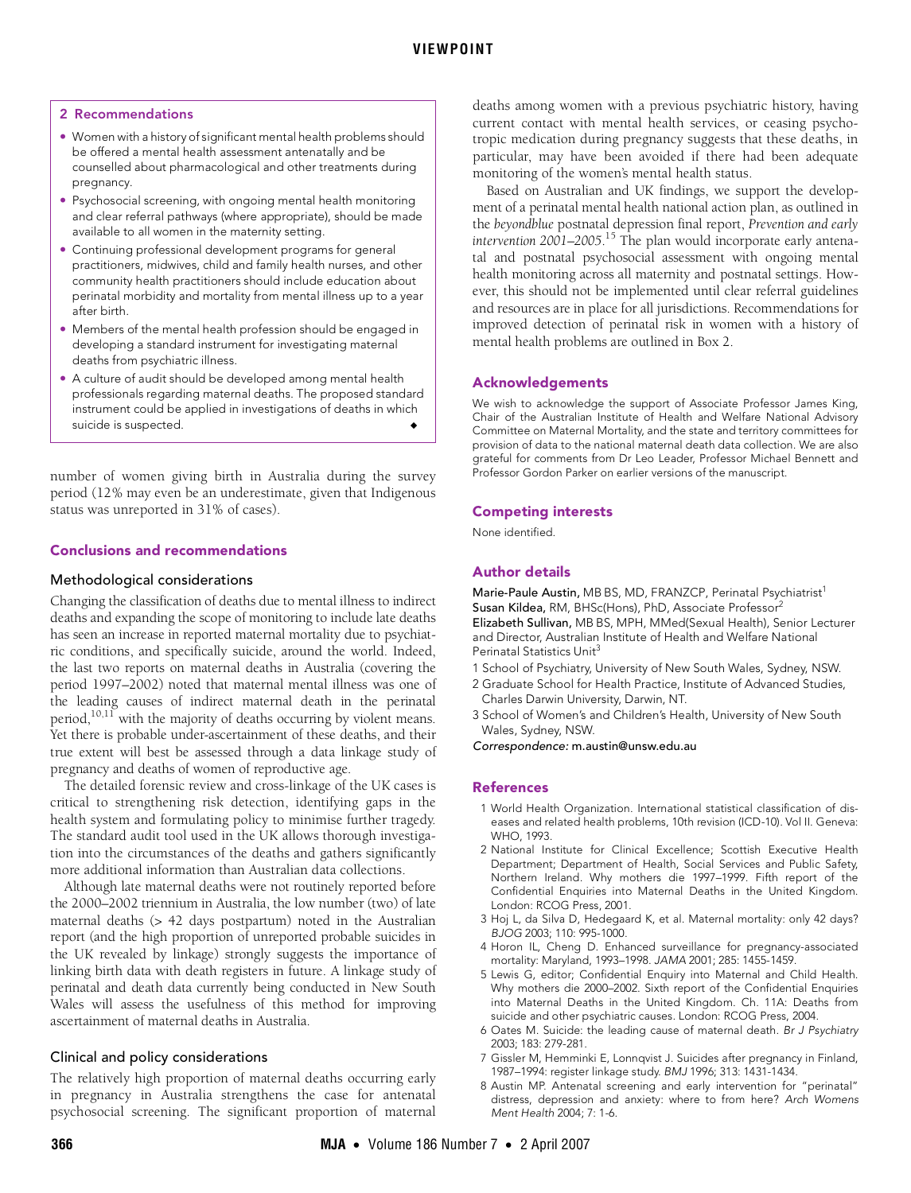## 2 Recommendations

- Women with a history of significant mental health problems should be offered a mental health assessment antenatally and be counselled about pharmacological and other treatments during pregnancy.
- Psychosocial screening, with ongoing mental health monitoring and clear referral pathways (where appropriate), should be made available to all women in the maternity setting.
- Continuing professional development programs for general practitioners, midwives, child and family health nurses, and other community health practitioners should include education about perinatal morbidity and mortality from mental illness up to a year after birth.
- Members of the mental health profession should be engaged in developing a standard instrument for investigating maternal deaths from psychiatric illness.
- A culture of audit should be developed among mental health professionals regarding maternal deaths. The proposed standard instrument could be applied in investigations of deaths in which suicide is suspected. ◆

number of women giving birth in Australia during the survey period (12% may even be an underestimate, given that Indigenous status was unreported in 31% of cases).

## Conclusions and recommendations

### Methodological considerations

Changing the classification of deaths due to mental illness to indirect deaths and expanding the scope of monitoring to include late deaths has seen an increase in reported maternal mortality due to psychiatric conditions, and specifically suicide, around the world. Indeed, the last two reports on maternal deaths in Australia (covering the period 1997–2002) noted that maternal mental illness was one of the leading causes of indirect maternal death in the perinatal period,[10,11] with the majority of deaths occurring by violent means. Yet there is probable under-ascertainment of these deaths, and their true extent will best be assessed through a data linkage study of pregnancy and deaths of women of reproductive age.

The detailed forensic review and cross-linkage of the UK cases is critical to strengthening risk detection, identifying gaps in the health system and formulating policy to minimise further tragedy. The standard audit tool used in the UK allows thorough investigation into the circumstances of the deaths and gathers significantly more additional information than Australian data collections.

Although late maternal deaths were not routinely reported before the 2000–2002 triennium in Australia, the low number (two) of late maternal deaths (> 42 days postpartum) noted in the Australian report (and the high proportion of unreported probable suicides in the UK revealed by linkage) strongly suggests the importance of linking birth data with death registers in future. A linkage study of perinatal and death data currently being conducted in New South Wales will assess the usefulness of this method for improving ascertainment of maternal deaths in Australia.

### Clinical and policy considerations

The relatively high proportion of maternal deaths occurring early in pregnancy in Australia strengthens the case for antenatal psychosocial screening. The significant proportion of maternal deaths among women with a previous psychiatric history, having current contact with mental health services, or ceasing psychotropic medication during pregnancy suggests that these deaths, in particular, may have been avoided if there had been adequate monitoring of the women's mental health status.

Based on Australian and UK findings, we support the development of a perinatal mental health national action plan, as outlined in the *beyondblue* postnatal depression final report, *Prevention and early intervention 2001–2005*.[15] The plan would incorporate early antenatal and postnatal psychosocial assessment with ongoing mental health monitoring across all maternity and postnatal settings. However, this should not be implemented until clear referral guidelines and resources are in place for all jurisdictions. Recommendations for improved detection of perinatal risk in women with a history of mental health problems are outlined in Box 2.

## Acknowledgements

We wish to acknowledge the support of Associate Professor James King, Chair of the Australian Institute of Health and Welfare National Advisory Committee on Maternal Mortality, and the state and territory committees for provision of data to the national maternal death data collection. We are also grateful for comments from Dr Leo Leader, Professor Michael Bennett and Professor Gordon Parker on earlier versions of the manuscript.

## Competing interests

None identified.

## Author details

**Marie-Paule Austin,** MB BS, MD, FRANZCP, Perinatal Psychiatrist[1]
**Susan Kildea,** RM, BHSc(Hons), PhD, Associate Professor[2]
**Elizabeth Sullivan,** MB BS, MPH, MMed(Sexual Health), Senior Lecturer and Director, Australian Institute of Health and Welfare National Perinatal Statistics Unit[3]

1 School of Psychiatry, University of New South Wales, Sydney, NSW.
2 Graduate School for Health Practice, Institute of Advanced Studies, Charles Darwin University, Darwin, NT.
3 School of Women's and Children's Health, University of New South Wales, Sydney, NSW.

*Correspondence:* m.austin@unsw.edu.au

## References

1 World Health Organization. International statistical classification of diseases and related health problems, 10th revision (ICD-10). Vol II. Geneva: WHO, 1993.
2 National Institute for Clinical Excellence; Scottish Executive Health Department; Department of Health, Social Services and Public Safety, Northern Ireland. Why mothers die 1997–1999. Fifth report of the Confidential Enquiries into Maternal Deaths in the United Kingdom. London: RCOG Press, 2001.
3 Hoj L, da Silva D, Hedegaard K, et al. Maternal mortality: only 42 days? *BJOG* 2003; 110: 995-1000.
4 Horon IL, Cheng D. Enhanced surveillance for pregnancy-associated mortality: Maryland, 1993–1998. *JAMA* 2001; 285: 1455-1459.
5 Lewis G, editor; Confidential Enquiry into Maternal and Child Health. Why mothers die 2000–2002. Sixth report of the Confidential Enquiries into Maternal Deaths in the United Kingdom. Ch. 11A: Deaths from suicide and other psychiatric causes. London: RCOG Press, 2004.
6 Oates M. Suicide: the leading cause of maternal death. *Br J Psychiatry* 2003; 183: 279-281.
7 Gissler M, Hemminki E, Lonnqvist J. Suicides after pregnancy in Finland, 1987–1994: register linkage study. *BMJ* 1996; 313: 1431-1434.
8 Austin MP. Antenatal screening and early intervention for "perinatal" distress, depression and anxiety: where to from here? *Arch Womens Ment Health* 2004; 7: 1-6.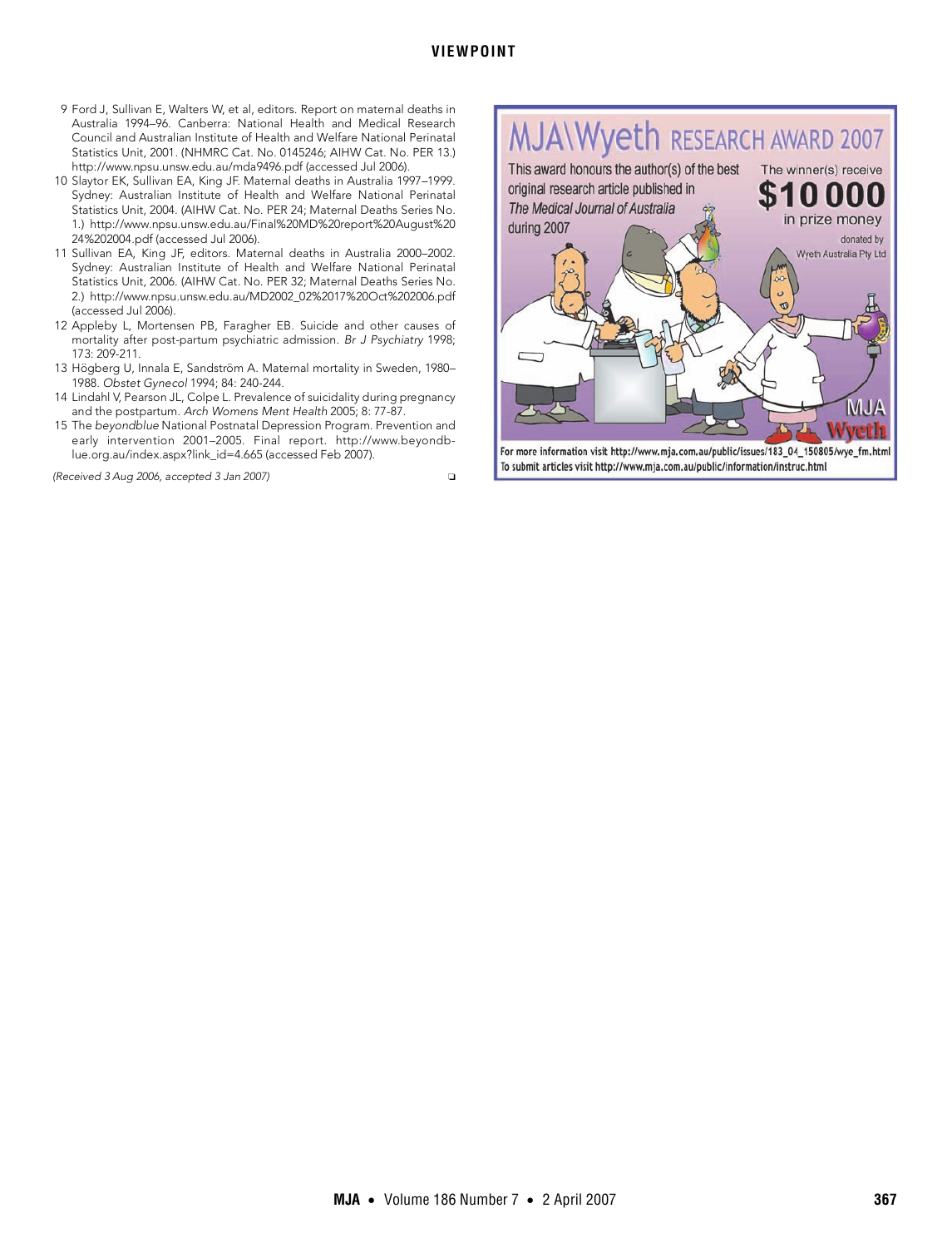9 Ford J, Sullivan E, Walters W, et al, editors. Report on maternal deaths in Australia 1994–96. Canberra: National Health and Medical Research Council and Australian Institute of Health and Welfare National Perinatal Statistics Unit, 2001. (NHMRC Cat. No. 0145246; AIHW Cat. No. PER 13.) http://www.npsu.unsw.edu.au/mda9496.pdf (accessed Jul 2006).

10 Slaytor EK, Sullivan EA, King JF. Maternal deaths in Australia 1997–1999. Sydney: Australian Institute of Health and Welfare National Perinatal Statistics Unit, 2004. (AIHW Cat. No. PER 24; Maternal Deaths Series No. 1.) http://www.npsu.unsw.edu.au/Final%20MD%20report%20August%2024%202004.pdf (accessed Jul 2006).

11 Sullivan EA, King JF, editors. Maternal deaths in Australia 2000–2002. Sydney: Australian Institute of Health and Welfare National Perinatal Statistics Unit, 2006. (AIHW Cat. No. PER 32; Maternal Deaths Series No. 2.) http://www.npsu.unsw.edu.au/MD2002_02%2017%20Oct%202006.pdf (accessed Jul 2006).

12 Appleby L, Mortensen PB, Faragher EB. Suicide and other causes of mortality after post-partum psychiatric admission. *Br J Psychiatry* 1998; 173: 209-211.

13 Högberg U, Innala E, Sandström A. Maternal mortality in Sweden, 1980–1988. *Obstet Gynecol* 1994; 84: 240-244.

14 Lindahl V, Pearson JL, Colpe L. Prevalence of suicidality during pregnancy and the postpartum. *Arch Womens Ment Health* 2005; 8: 77-87.

15 The *beyondblue* National Postnatal Depression Program. Prevention and early intervention 2001–2005. Final report. http://www.beyondblue.org.au/index.aspx?link_id=4.665 (accessed Feb 2007).

*(Received 3 Aug 2006, accepted 3 Jan 2007)*

MJA\Wyeth RESEARCH AWARD 2007

This award honours the author(s) of the best original research article published in *The Medical Journal of Australia* during 2007

The winner(s) receive **$10 000** in prize money

donated by Wyeth Australia Pty Ltd

For more information visit http://www.mja.com.au/public/issues/183_04_150805/wye_fm.html

To submit articles visit http://www.mja.com.au/public/information/instruc.html